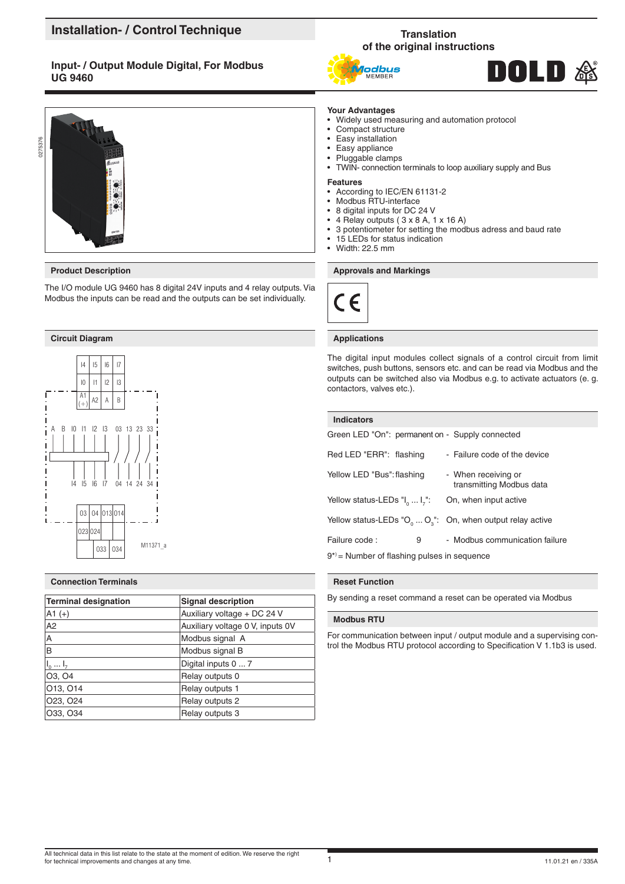# Installation- / Control Technique

**Input- / Output Module Digital, For Modbus**
**UG 9460**

Translation
of the original instructions

## Your Advantages

- Widely used measuring and automation protocol
- Compact structure
- Easy installation
- Easy appliance
- Pluggable clamps
- TWIN- connection terminals to loop auxiliary supply and Bus

## Features

- According to IEC/EN 61131-2
- Modbus RTU-interface
- 8 digital inputs for DC 24 V
- 4 Relay outputs ( 3 x 8 A, 1 x 16 A)
- 3 potentiometer for setting the modbus adress and baud rate
- 15 LEDs for status indication
- Width: 22.5 mm

## Product Description

The I/O module UG 9460 has 8 digital 24V inputs and 4 relay outputs. Via Modbus the inputs can be read and the outputs can be set individually.

## Approvals and Markings

CE

## Circuit Diagram

M11371_a

## Applications

The digital input modules collect signals of a control circuit from limit switches, push buttons, sensors etc. and can be read via Modbus and the outputs can be switched also via Modbus e.g. to activate actuators (e. g. contactors, valves etc.).

## Indicators

| | |
|---|---|
| Green LED "On": permanent on | - Supply connected |
| Red LED "ERR": flashing | - Failure code of the device |
| Yellow LED "Bus": flashing | - When receiving or transmitting Modbus data |
| Yellow status-LEDs "$I_0$ ... $I_7$": | On, when input active |
| Yellow status-LEDs "$O_0$ ... $O_3$": | On, when output relay active |
| Failure code : 9 | - Modbus communication failure |

9*) = Number of flashing pulses in sequence

## Connection Terminals

| Terminal designation | Signal description |
|---|---|
| A1 (+) | Auxiliary voltage + DC 24 V |
| A2 | Auxiliary voltage 0 V, inputs 0V |
| A | Modbus signal A |
| B | Modbus signal B |
| $I_0$ ... $I_7$ | Digital inputs 0 ... 7 |
| O3, O4 | Relay outputs 0 |
| O13, O14 | Relay outputs 1 |
| O23, O24 | Relay outputs 2 |
| O33, O34 | Relay outputs 3 |

## Reset Function

By sending a reset command a reset can be operated via Modbus

## Modbus RTU

For communication between input / output module and a supervising control the Modbus RTU protocol according to Specification V 1.1b3 is used.

All technical data in this list relate to the state at the moment of edition. We reserve the right for technical improvements and changes at any time.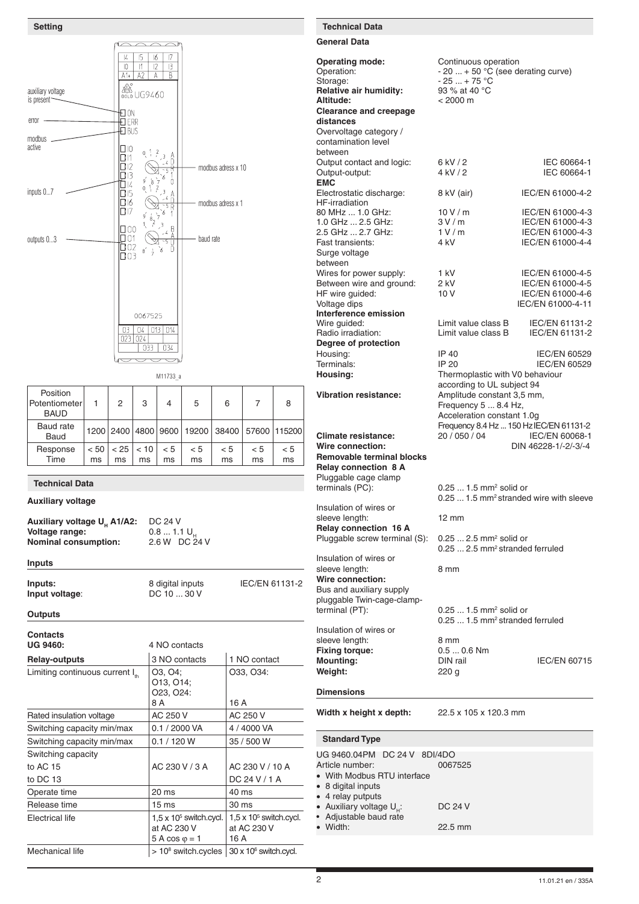## Setting

auxiliary voltage is present

error

modbus active

inputs 0...7

outputs 0...3

modbus adress x 10

modbus adress x 1

baud rate

M11733_a

| Position Potentiometer BAUD | 1 | 2 | 3 | 4 | 5 | 6 | 7 | 8 |
|---|---|---|---|---|---|---|---|---|
| Baud rate Baud | 1200 | 2400 | 4800 | 9600 | 19200 | 38400 | 57600 | 115200 |
| Response Time | < 50 ms | < 25 ms | < 10 ms | < 5 ms | < 5 ms | < 5 ms | < 5 ms | < 5 ms |

## Technical Data

### Auxiliary voltage

**Auxiliary voltage $U_H$ A1/A2:** DC 24 V
**Voltage range:** 0.8 ... 1.1 $U_H$
**Nominal consumption:** 2.6 W DC 24 V

### Inputs

**Inputs:** 8 digital inputs IEC/EN 61131-2
**Input voltage:** DC 10 ... 30 V

### Outputs

**Contacts**
**UG 9460:** 4 NO contacts

| Relay-outputs | 3 NO contacts | 1 NO contact |
|---|---|---|
| Limiting continuous current $I_{th}$ | O3, O4; O13, O14; O23, O24: 8 A | O33, O34: 16 A |
| Rated insulation voltage | AC 250 V | AC 250 V |
| Switching capacity min/max | 0.1 / 2000 VA | 4 / 4000 VA |
| Switching capacity min/max | 0.1 / 120 W | 35 / 500 W |
| Switching capacity to AC 15 to DC 13 | AC 230 V / 3 A | AC 230 V / 10 A DC 24 V / 1 A |
| Operate time | 20 ms | 40 ms |
| Release time | 15 ms | 30 ms |
| Electrical life | 1,5 x $10^5$ switch.cycl. at AC 230 V 5 A cos φ = 1 | 1,5 x $10^5$ switch.cycl. at AC 230 V 16 A |
| Mechanical life | > $10^8$ switch.cycles | 30 x $10^6$ switch.cycl. |

## Technical Data

### General Data

**Operating mode:** Continuous operation
Operation: - 20 ... + 50 °C (see derating curve)
Storage: - 25 ... + 75 °C
**Relative air humidity:** 93 % at 40 °C
**Altitude:** < 2000 m
**Clearance and creepage distances**
Overvoltage category / contamination level between
Output contact and logic: 6 kV / 2 IEC 60664-1
Output-output: 4 kV / 2 IEC 60664-1
**EMC**
Electrostatic discharge: 8 kV (air) IEC/EN 61000-4-2
HF-irradiation
80 MHz ... 1.0 GHz: 10 V / m IEC/EN 61000-4-3
1.0 GHz ... 2.5 GHz: 3 V / m IEC/EN 61000-4-3
2.5 GHz ... 2.7 GHz: 1 V / m IEC/EN 61000-4-3
Fast transients: 4 kV IEC/EN 61000-4-4
Surge voltage between
Wires for power supply: 1 kV IEC/EN 61000-4-5
Between wire and ground: 2 kV IEC/EN 61000-4-5
HF wire guided: 10 V IEC/EN 61000-4-6
Voltage dips IEC/EN 61000-4-11
**Interference emission**
Wire guided: Limit value class B IEC/EN 61131-2
Radio irradiation: Limit value class B IEC/EN 61131-2
**Degree of protection**
Housing: IP 40 IEC/EN 60529
Terminals: IP 20 IEC/EN 60529
**Housing:** Thermoplastic with V0 behaviour according to UL subject 94
**Vibration resistance:** Amplitude constant 3,5 mm, Frequency 5 ... 8.4 Hz, Acceleration constant 1.0g Frequency 8.4 Hz ... 150 Hz IEC/EN 61131-2
**Climate resistance:** 20 / 050 / 04 IEC/EN 60068-1
**Wire connection:** DIN 46228-1/-2/-3/-4
**Removable terminal blocks**
**Relay connection 8 A**
Pluggable cage clamp terminals (PC): 0.25 ... 1.5 mm² solid or 0.25 ... 1.5 mm² stranded wire with sleeve
Insulation of wires or sleeve length: 12 mm
**Relay connection 16 A**
Pluggable screw terminal (S): 0.25 ... 2.5 mm² solid or 0.25 ... 2.5 mm² stranded ferruled
Insulation of wires or sleeve length: 8 mm
**Wire connection:**
Bus and auxiliary supply pluggable Twin-cage-clamp-terminal (PT): 0.25 ... 1.5 mm² solid or 0.25 ... 1.5 mm² stranded ferruled
Insulation of wires or sleeve length: 8 mm
**Fixing torque:** 0.5 ... 0.6 Nm
**Mounting:** DIN rail IEC/EN 60715
**Weight:** 220 g

### Dimensions

**Width x height x depth:** 22.5 x 105 x 120.3 mm

## Standard Type

UG 9460.04PM DC 24 V 8DI/4DO
Article number: 0067525
- With Modbus RTU interface
- 8 digital inputs
- 4 relay putputs
- Auxiliary voltage $U_H$: DC 24 V
- Adjustable baud rate
- Width: 22.5 mm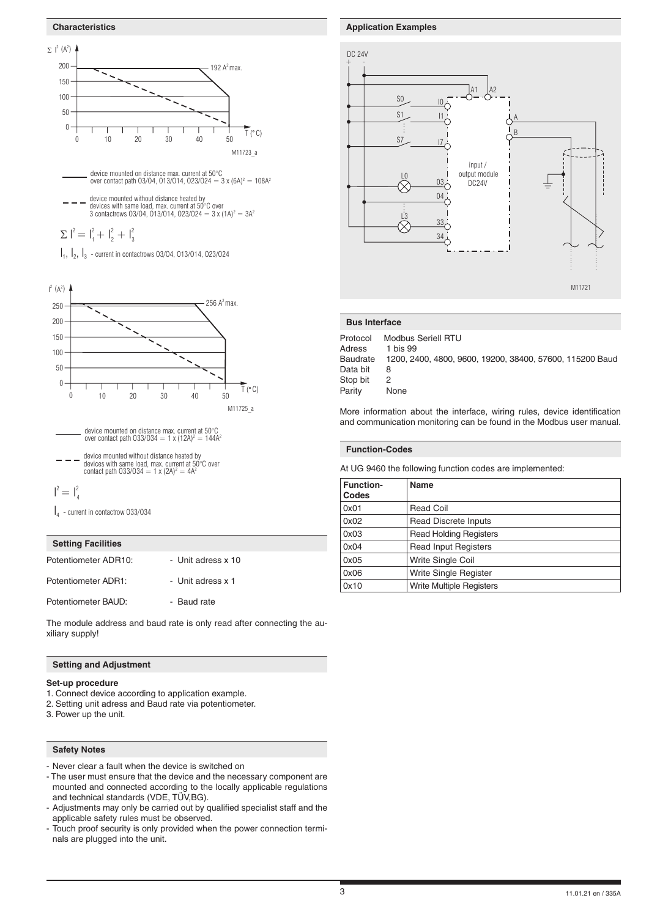## Characteristics

device mounted on distance max. current at 50°C over contact path 03/04, 013/014, 023/024 = 3 x $(6A)^2$ = $108A^2$

device mounted without distance heated by devices with same load, max. current at 50°C over 3 contactrows 03/04, 013/014, 023/024 = 3 x $(1A)^2$ = $3A^2$

$$\Sigma I^2 = I_1^2 + I_2^2 + I_3^2$$

$I_1$, $I_2$, $I_3$ - current in contactrows 03/04, 013/014, 023/024

device mounted on distance max. current at 50°C over contact path 033/034 = 1 x $(12A)^2$ = $144A^2$

device mounted without distance heated by devices with same load, max. current at 50°C over contact path 033/034 = 1 x $(2A)^2$ = $4A^2$

$$I^2 = I_4^2$$

$I_4$ - current in contactrow 033/034

## Setting Facilities

Potentiometer ADR10: - Unit adress x 10

Potentiometer ADR1: - Unit adress x 1

Potentiometer BAUD: - Baud rate

The module address and baud rate is only read after connecting the auxiliary supply!

## Setting and Adjustment

**Set-up procedure**

1. Connect device according to application example.
2. Setting unit adress and Baud rate via potentiometer.
3. Power up the unit.

## Safety Notes

- Never clear a fault when the device is switched on
- The user must ensure that the device and the necessary component are mounted and connected according to the locally applicable regulations and technical standards (VDE, TÜV,BG).
- Adjustments may only be carried out by qualified specialist staff and the applicable safety rules must be observed.
- Touch proof security is only provided when the power connection terminals are plugged into the unit.

## Application Examples

## Bus Interface

Protocol Modbus Seriell RTU
Adress 1 bis 99
Baudrate 1200, 2400, 4800, 9600, 19200, 38400, 57600, 115200 Baud
Data bit 8
Stop bit 2
Parity None

More information about the interface, wiring rules, device identification and communication monitoring can be found in the Modbus user manual.

## Function-Codes

At UG 9460 the following function codes are implemented:

| Function-Codes | Name |
|---|---|
| 0x01 | Read Coil |
| 0x02 | Read Discrete Inputs |
| 0x03 | Read Holding Registers |
| 0x04 | Read Input Registers |
| 0x05 | Write Single Coil |
| 0x06 | Write Single Register |
| 0x10 | Write Multiple Registers |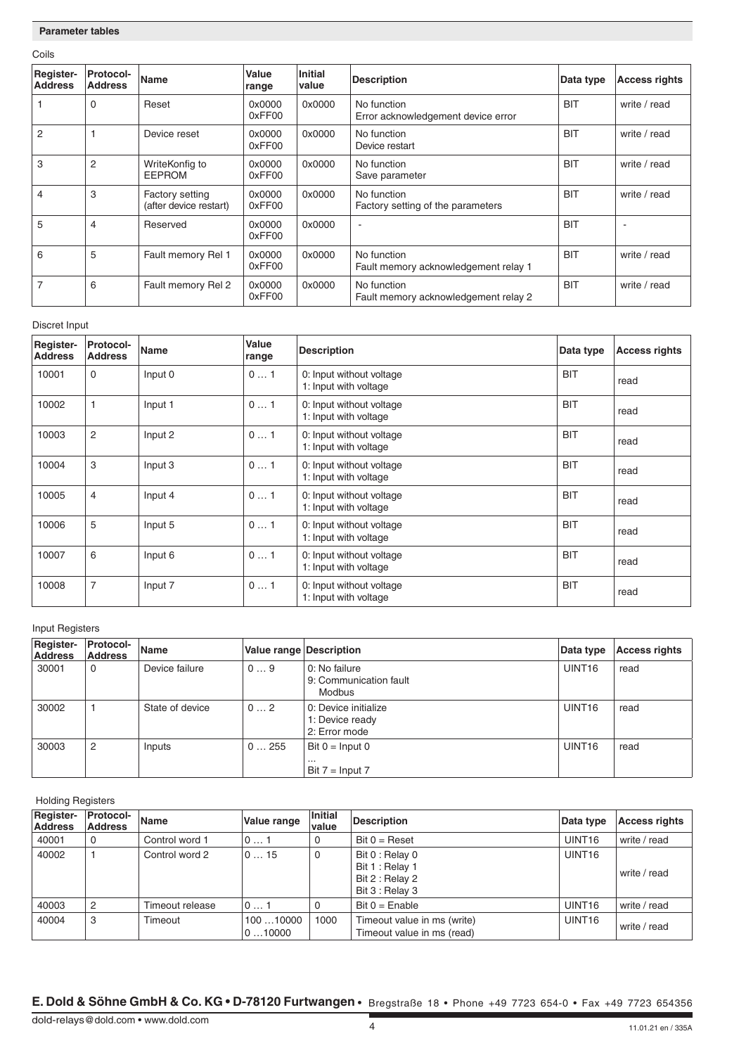## Parameter tables

Coils

| Register-Address | Protocol-Address | Name | Value range | Initial value | Description | Data type | Access rights |
|---|---|---|---|---|---|---|---|
| 1 | 0 | Reset | 0x0000 0xFF00 | 0x0000 | No function Error acknowledgement device error | BIT | write / read |
| 2 | 1 | Device reset | 0x0000 0xFF00 | 0x0000 | No function Device restart | BIT | write / read |
| 3 | 2 | WriteKonfig to EEPROM | 0x0000 0xFF00 | 0x0000 | No function Save parameter | BIT | write / read |
| 4 | 3 | Factory setting (after device restart) | 0x0000 0xFF00 | 0x0000 | No function Factory setting of the parameters | BIT | write / read |
| 5 | 4 | Reserved | 0x0000 0xFF00 | 0x0000 | - | BIT | - |
| 6 | 5 | Fault memory Rel 1 | 0x0000 0xFF00 | 0x0000 | No function Fault memory acknowledgement relay 1 | BIT | write / read |
| 7 | 6 | Fault memory Rel 2 | 0x0000 0xFF00 | 0x0000 | No function Fault memory acknowledgement relay 2 | BIT | write / read |

Discret Input

| Register-Address | Protocol-Address | Name | Value range | Description | Data type | Access rights |
|---|---|---|---|---|---|---|
| 10001 | 0 | Input 0 | 0 … 1 | 0: Input without voltage 1: Input with voltage | BIT | read |
| 10002 | 1 | Input 1 | 0 … 1 | 0: Input without voltage 1: Input with voltage | BIT | read |
| 10003 | 2 | Input 2 | 0 … 1 | 0: Input without voltage 1: Input with voltage | BIT | read |
| 10004 | 3 | Input 3 | 0 … 1 | 0: Input without voltage 1: Input with voltage | BIT | read |
| 10005 | 4 | Input 4 | 0 … 1 | 0: Input without voltage 1: Input with voltage | BIT | read |
| 10006 | 5 | Input 5 | 0 … 1 | 0: Input without voltage 1: Input with voltage | BIT | read |
| 10007 | 6 | Input 6 | 0 … 1 | 0: Input without voltage 1: Input with voltage | BIT | read |
| 10008 | 7 | Input 7 | 0 … 1 | 0: Input without voltage 1: Input with voltage | BIT | read |

Input Registers

| Register-Address | Protocol-Address | Name | Value range | Description | Data type | Access rights |
|---|---|---|---|---|---|---|
| 30001 | 0 | Device failure | 0 … 9 | 0: No failure 9: Communication fault Modbus | UINT16 | read |
| 30002 | 1 | State of device | 0 … 2 | 0: Device initialize 1: Device ready 2: Error mode | UINT16 | read |
| 30003 | 2 | Inputs | 0 … 255 | Bit 0 = Input 0 … Bit 7 = Input 7 | UINT16 | read |

Holding Registers

| Register-Address | Protocol-Address | Name | Value range | Initial value | Description | Data type | Access rights |
|---|---|---|---|---|---|---|---|
| 40001 | 0 | Control word 1 | 0 … 1 | 0 | Bit 0 = Reset | UINT16 | write / read |
| 40002 | 1 | Control word 2 | 0 … 15 | 0 | Bit 0 : Relay 0 Bit 1 : Relay 1 Bit 2 : Relay 2 Bit 3 : Relay 3 | UINT16 | write / read |
| 40003 | 2 | Timeout release | 0 … 1 | 0 | Bit 0 = Enable | UINT16 | write / read |
| 40004 | 3 | Timeout | 100 …10000 0 …10000 | 1000 | Timeout value in ms (write) Timeout value in ms (read) | UINT16 | write / read |

**E. Dold & Söhne GmbH & Co. KG • D-78120 Furtwangen** • Bregstraße 18 • Phone +49 7723 654-0 • Fax +49 7723 654356

dold-relays@dold.com • www.dold.com

11.01.21 en / 335A